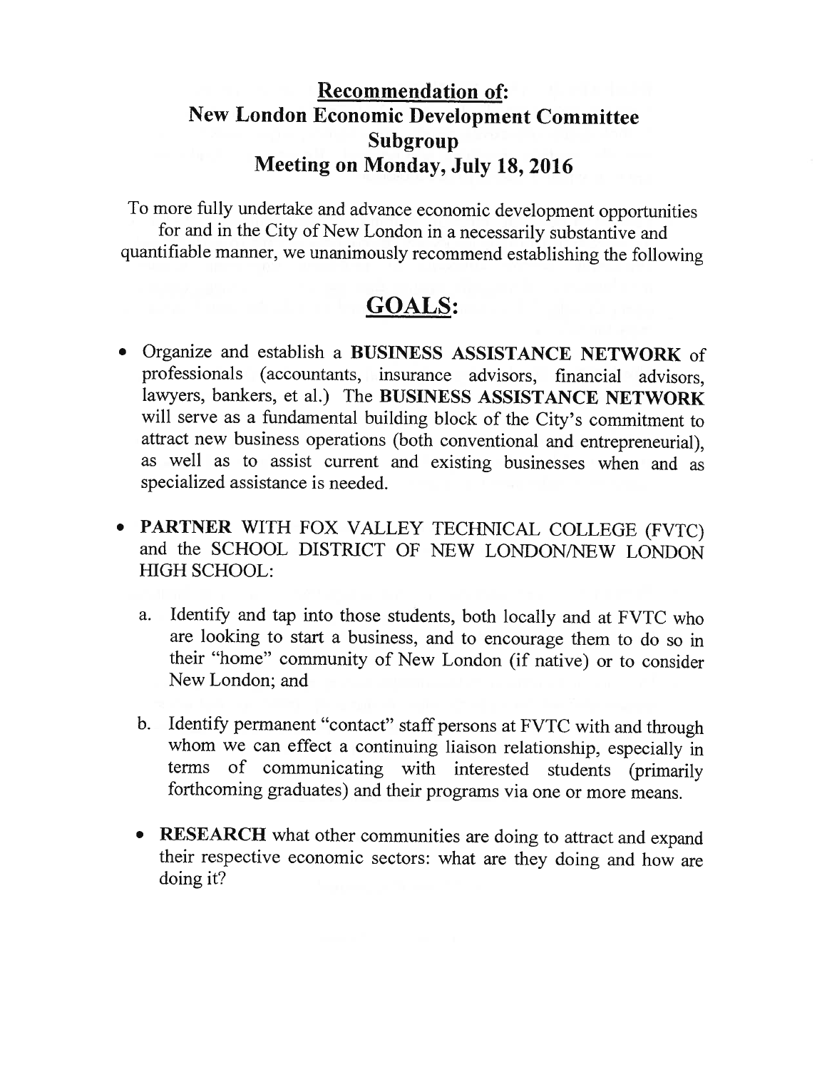## Recommendation of:
## New London Economic Development Committee
## Subgroup
## Meeting on Monday, July 18, 2016

To more fully undertake and advance economic development opportunities for and in the City of New London in a necessarily substantive and quantifiable manner, we unanimously recommend establishing the following

# GOALS:

- Organize and establish a **BUSINESS ASSISTANCE NETWORK** of professionals (accountants, insurance advisors, financial advisors, lawyers, bankers, et al.) The **BUSINESS ASSISTANCE NETWORK** will serve as a fundamental building block of the City's commitment to attract new business operations (both conventional and entrepreneurial), as well as to assist current and existing businesses when and as specialized assistance is needed.

- **PARTNER** WITH FOX VALLEY TECHNICAL COLLEGE (FVTC) and the SCHOOL DISTRICT OF NEW LONDON/NEW LONDON HIGH SCHOOL:

  a. Identify and tap into those students, both locally and at FVTC who are looking to start a business, and to encourage them to do so in their "home" community of New London (if native) or to consider New London; and

  b. Identify permanent "contact" staff persons at FVTC with and through whom we can effect a continuing liaison relationship, especially in terms of communicating with interested students (primarily forthcoming graduates) and their programs via one or more means.

- **RESEARCH** what other communities are doing to attract and expand their respective economic sectors: what are they doing and how are doing it?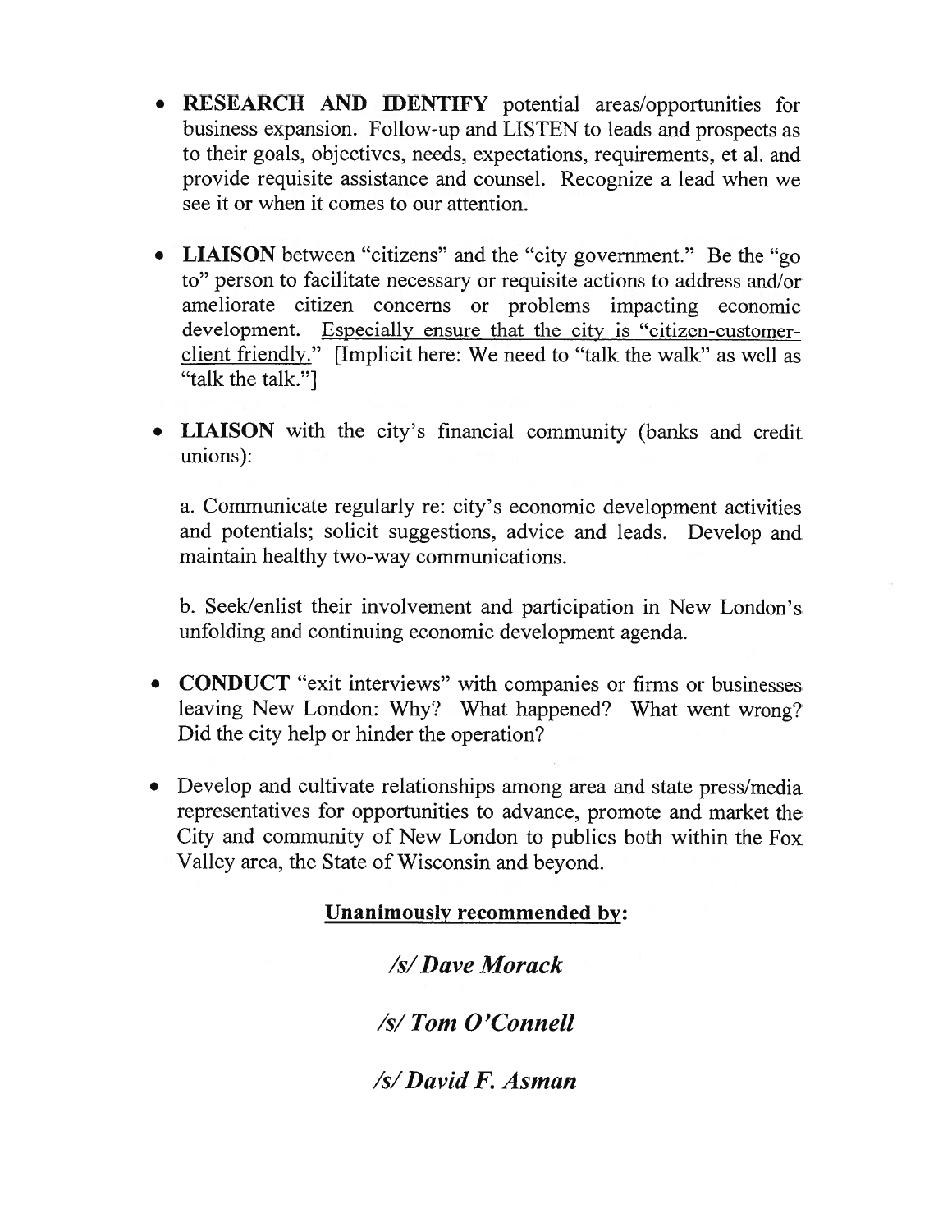- **RESEARCH AND IDENTIFY** potential areas/opportunities for business expansion. Follow-up and LISTEN to leads and prospects as to their goals, objectives, needs, expectations, requirements, et al. and provide requisite assistance and counsel. Recognize a lead when we see it or when it comes to our attention.

- **LIAISON** between "citizens" and the "city government." Be the "go to" person to facilitate necessary or requisite actions to address and/or ameliorate citizen concerns or problems impacting economic development. <u>Especially ensure that the city is "citizen-customer-client friendly."</u> [Implicit here: We need to "talk the walk" as well as "talk the talk."]

- **LIAISON** with the city's financial community (banks and credit unions):

  a. Communicate regularly re: city's economic development activities and potentials; solicit suggestions, advice and leads. Develop and maintain healthy two-way communications.

  b. Seek/enlist their involvement and participation in New London's unfolding and continuing economic development agenda.

- **CONDUCT** "exit interviews" with companies or firms or businesses leaving New London: Why? What happened? What went wrong? Did the city help or hinder the operation?

- Develop and cultivate relationships among area and state press/media representatives for opportunities to advance, promote and market the City and community of New London to publics both within the Fox Valley area, the State of Wisconsin and beyond.

**<u>Unanimously recommended by:</u>**

***/s/ Dave Morack***

***/s/ Tom O'Connell***

***/s/ David F. Asman***